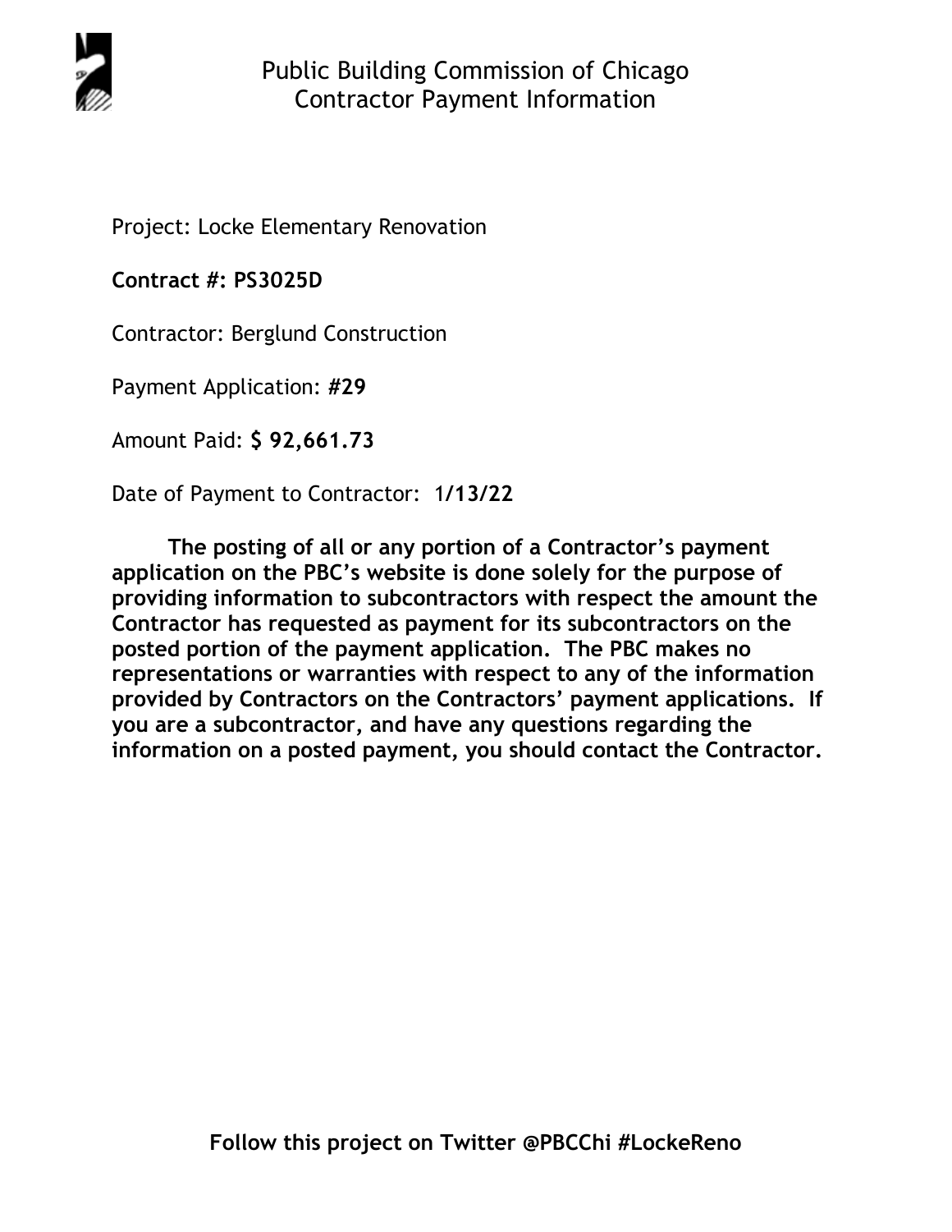# Public Building Commission of Chicago
## Contractor Payment Information

Project: Locke Elementary Renovation

**Contract #: PS3025D**

Contractor: Berglund Construction

Payment Application: **#29**

Amount Paid: **$ 92,661.73**

Date of Payment to Contractor: 1**/13/22**

**The posting of all or any portion of a Contractor's payment application on the PBC's website is done solely for the purpose of providing information to subcontractors with respect the amount the Contractor has requested as payment for its subcontractors on the posted portion of the payment application. The PBC makes no representations or warranties with respect to any of the information provided by Contractors on the Contractors' payment applications. If you are a subcontractor, and have any questions regarding the information on a posted payment, you should contact the Contractor.**

**Follow this project on Twitter @PBCChi #LockeReno**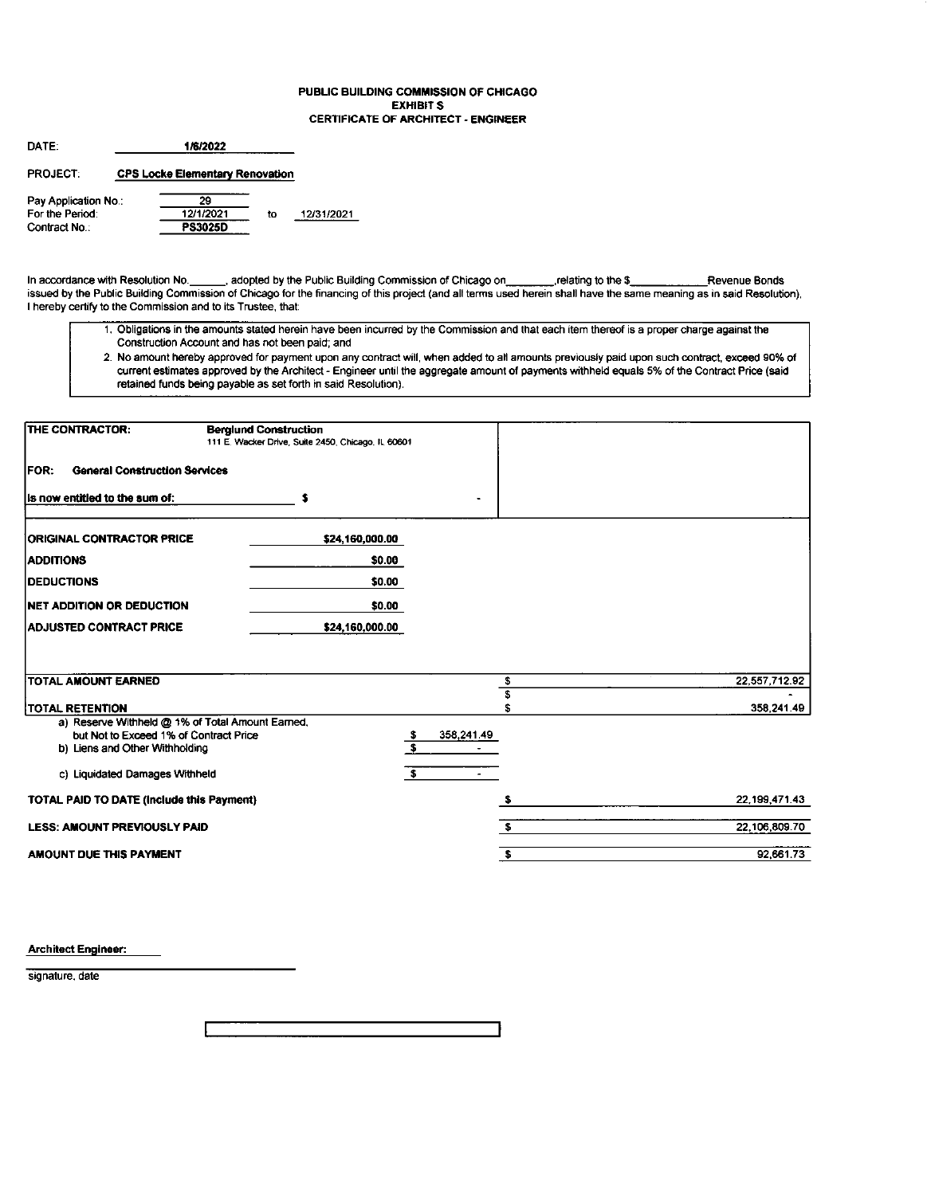**PUBLIC BUILDING COMMISSION OF CHICAGO**
**EXHIBIT S**
**CERTIFICATE OF ARCHITECT - ENGINEER**

DATE: **1/6/2022**

PROJECT: **CPS Locke Elementary Renovation**

Pay Application No.: 29
For the Period: 12/1/2021 to 12/31/2021
Contract No.: **PS3025D**

In accordance with Resolution No.______, adopted by the Public Building Commission of Chicago on________, relating to the $____________ Revenue Bonds issued by the Public Building Commission of Chicago for the financing of this project (and all terms used herein shall have the same meaning as in said Resolution), I hereby certify to the Commission and to its Trustee, that:

1. Obligations in the amounts stated herein have been incurred by the Commission and that each item thereof is a proper charge against the Construction Account and has not been paid; and
2. No amount hereby approved for payment upon any contract will, when added to all amounts previously paid upon such contract, exceed 90% of current estimates approved by the Architect - Engineer until the aggregate amount of payments withheld equals 5% of the Contract Price (said retained funds being payable as set forth in said Resolution).

**THE CONTRACTOR:** **Berglund Construction**
111 E. Wacker Drive, Suite 2450, Chicago, IL 60601

**FOR: General Construction Services**

**Is now entitled to the sum of:** $ -

| | | |
|---|---|---|
| **ORIGINAL CONTRACTOR PRICE** | $24,160,000.00 | |
| **ADDITIONS** | $0.00 | |
| **DEDUCTIONS** | $0.00 | |
| **NET ADDITION OR DEDUCTION** | $0.00 | |
| **ADJUSTED CONTRACT PRICE** | $24,160,000.00 | |
| **TOTAL AMOUNT EARNED** | | $ 22,557,712.92 |
| | | $ - |
| **TOTAL RETENTION** | | $ 358,241.49 |
| a) Reserve Withheld @ 1% of Total Amount Earned, but Not to Exceed 1% of Contract Price | $ 358,241.49 | |
| b) Liens and Other Withholding | $ - | |
| c) Liquidated Damages Withheld | $ - | |
| **TOTAL PAID TO DATE (Include this Payment)** | | $ 22,199,471.43 |
| **LESS: AMOUNT PREVIOUSLY PAID** | | $ 22,106,809.70 |
| **AMOUNT DUE THIS PAYMENT** | | $ 92,661.73 |

**Architect Engineer:**

signature, date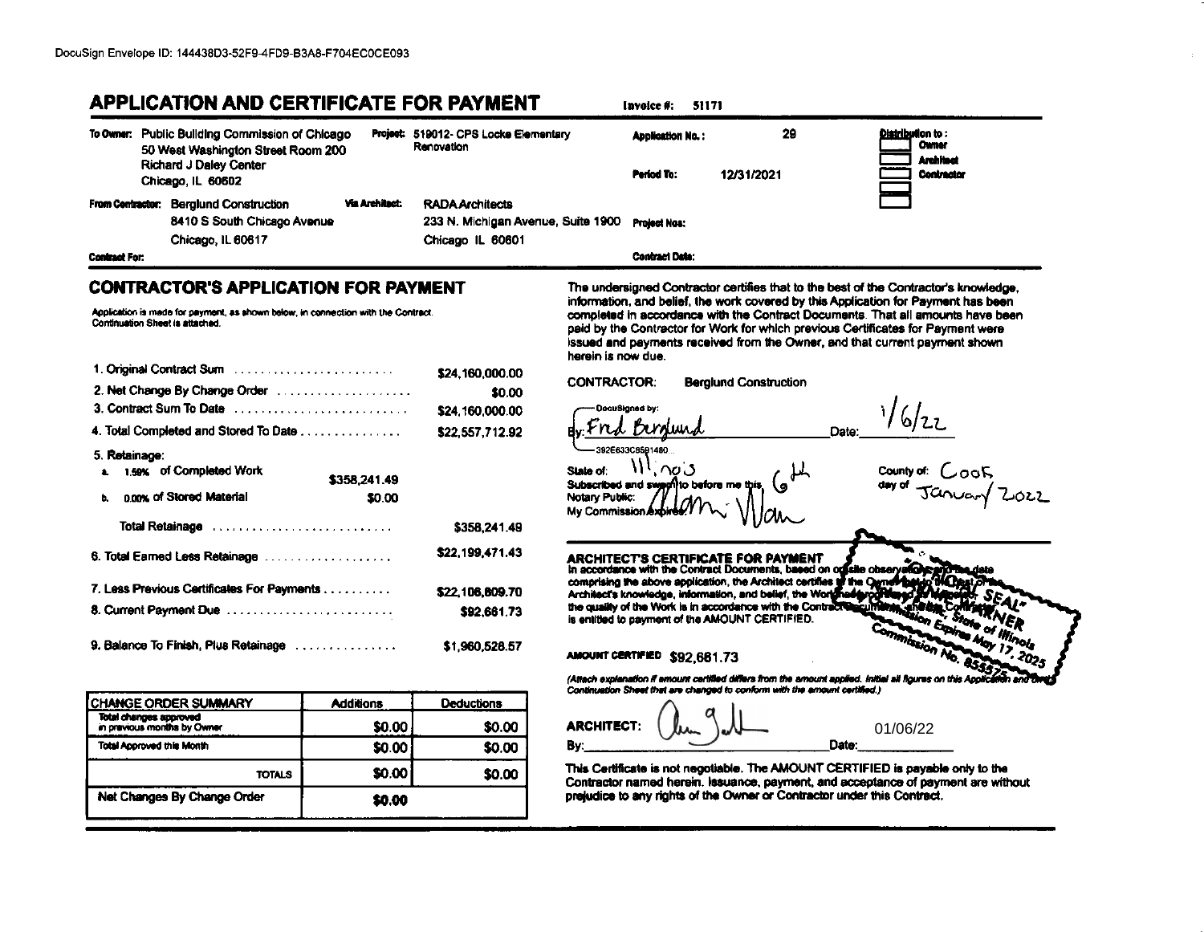DocuSign Envelope ID: 144438D3-52F9-4FD9-B3A8-F704EC0CE093

# APPLICATION AND CERTIFICATE FOR PAYMENT

**Invoice #:** 51171

**To Owner:** Public Building Commission of Chicago
50 West Washington Street Room 200
Richard J Daley Center
Chicago, IL 60602

**Project:** 519012- CPS Locke Elementary Renovation

**Application No.:** 29

**Period To:** 12/31/2021

**Distribution to:**
- [ ] Owner
- [ ] Architect
- [ ] Contractor
- [ ]
- [ ]

**From Contractor:** Berglund Construction
8410 S South Chicago Avenue
Chicago, IL 60617

**Via Architect:** RADA Architects
233 N. Michigan Avenue, Suite 1900
Chicago IL 60601

**Project Nos:**

**Contract For:**

**Contract Date:**

## CONTRACTOR'S APPLICATION FOR PAYMENT

Application is made for payment, as shown below, in connection with the Contract.
Continuation Sheet is attached.

| | | |
|---|---|---|
| 1. Original Contract Sum | | $24,160,000.00 |
| 2. Net Change By Change Order | | $0.00 |
| 3. Contract Sum To Date | | $24,160,000.00 |
| 4. Total Completed and Stored To Date | | $22,557,712.92 |
| 5. Retainage: | | |
| a. 1.59% of Completed Work | $358,241.49 | |
| b. 0.00% of Stored Material | $0.00 | |
| Total Retainage | | $358,241.49 |
| 6. Total Earned Less Retainage | | $22,199,471.43 |
| 7. Less Previous Certificates For Payments | | $22,106,809.70 |
| 8. Current Payment Due | | $92,661.73 |
| 9. Balance To Finish, Plus Retainage | | $1,960,528.57 |

| CHANGE ORDER SUMMARY | Additions | Deductions |
|---|---|---|
| Total changes approved in previous months by Owner | $0.00 | $0.00 |
| Total Approved this Month | $0.00 | $0.00 |
| TOTALS | $0.00 | $0.00 |
| Net Changes By Change Order | $0.00 | |

The undersigned Contractor certifies that to the best of the Contractor's knowledge, information, and belief, the work covered by this Application for Payment has been completed in accordance with the Contract Documents. That all amounts have been paid by the Contractor for Work for which previous Certificates for Payment were issued and payments received from the Owner, and that current payment shown herein is now due.

**CONTRACTOR:** Berglund Construction

DocuSigned by:
By: Fred Berglund
392E633C8591480...

Date: 1/6/22

State of: Illinois
County of: Cook
Subscribed and sworn to before me this 6th day of January 2022
Notary Public: [signature]
My Commission Expires:

"OFFICIAL SEAL" ... WARNER, Notary Public, State of Illinois, My Commission Expires May 17, 2025, Commission No. 855575

## ARCHITECT'S CERTIFICATE FOR PAYMENT

In accordance with the Contract Documents, based on on-site observations and the data comprising the above application, the Architect certifies to the Owner that to the best of the Architect's knowledge, information, and belief, the Work has progressed as indicated, the quality of the Work is in accordance with the Contract Documents, and the Contractor is entitled to payment of the AMOUNT CERTIFIED.

**AMOUNT CERTIFIED** $92,661.73

*(Attach explanation if amount certified differs from the amount applied. Initial all figures on this Application and on the Continuation Sheet that are changed to conform with the amount certified.)*

**ARCHITECT:** [signature]

By: ____________________ Date: 01/06/22

This Certificate is not negotiable. The AMOUNT CERTIFIED is payable only to the Contractor named herein. Issuance, payment, and acceptance of payment are without prejudice to any rights of the Owner or Contractor under this Contract.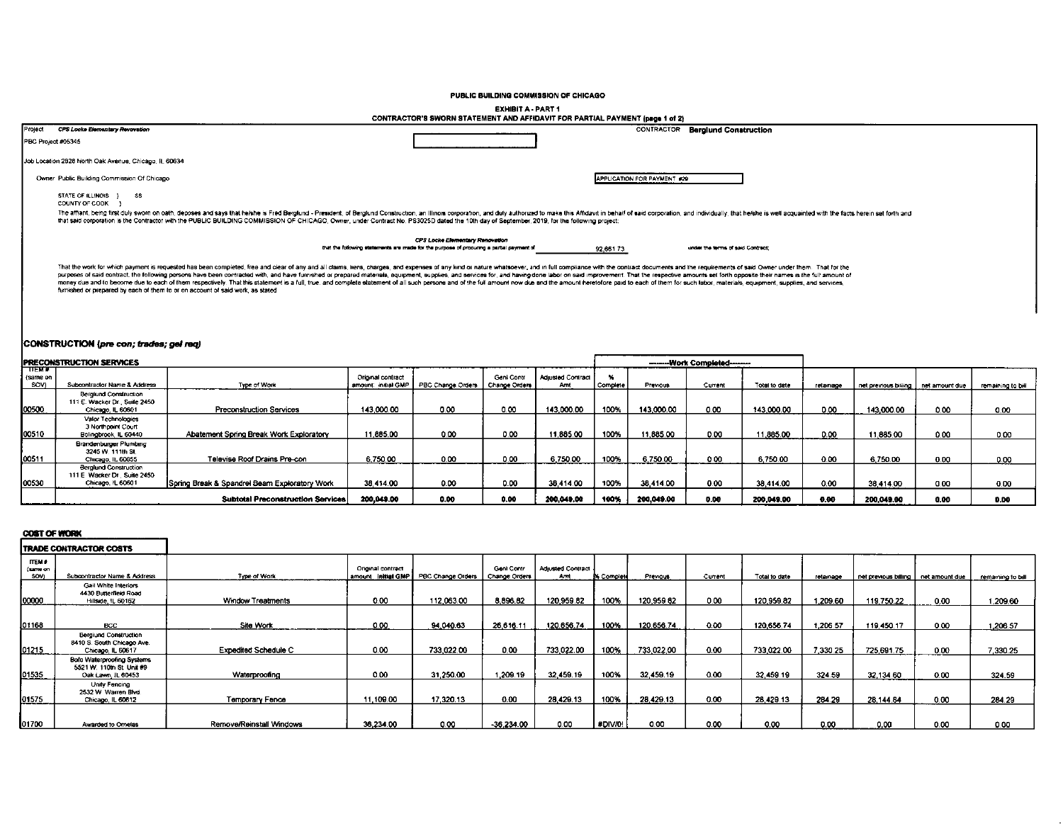**PUBLIC BUILDING COMMISSION OF CHICAGO**

**EXHIBIT A - PART 1**

**CONTRACTOR'S SWORN STATEMENT AND AFFIDAVIT FOR PARTIAL PAYMENT (page 1 of 2)**

Project *CPS Locke Elementary Renovation*

CONTRACTOR **Berglund Construction**

PBC Project #05345

Job Location 2828 North Oak Avenue, Chicago, IL 60634

Owner Public Building Commission Of Chicago

APPLICATION FOR PAYMENT #29

STATE OF ILLINOIS } SS
COUNTY OF COOK }

The affiant, being first duly sworn on oath, deposes and says that he/she is Fred Berglund - President, of Berglund Construction, an Illinois corporation, and duly authorized to make this Affidavit in behalf of said corporation, and individually; that he/she is well acquainted with the facts herein set forth and that said corporation is the Contractor with the PUBLIC BUILDING COMMISSION OF CHICAGO, Owner, under Contract No. PS3025D dated the 10th day of September, 2019, for the following project:

*CPS Locke Elementary Renovation*

that the following statements are made for the purpose of procuring a partial payment of 92,661.73 under the terms of said Contract;

That the work for which payment is requested has been completed, free and clear of any and all claims, liens, charges, and expenses of any kind or nature whatsoever, and in full compliance with the contract documents and the requirements of said Owner under them. That for the purposes of said contract, the following persons have been contracted with, and have furnished or prepared materials, equipment, supplies, and services for, and having done labor on said improvement. That the respective amounts set forth opposite their names is the full amount of money due and to become due to each of them respectively. That this statement is a full, true, and complete statement of all such persons and of the full amount now due and the amount heretofore paid to each of them for such labor, materials, equipment, supplies, and services, furnished or prepared by each of them to or on account of said work, as stated

## CONSTRUCTION *(pre con; trades; gel req)*

### PRECONSTRUCTION SERVICES

| ITEM # (same on SOV) | Subcontractor Name & Address | Type of Work | Original contract amount: initial GMP | PBC Change Orders | Genl Contr Change Orders | Adjusted Contract Amt | % Complete | Work Completed: Previous | Current | Total to date | retainage | net previous billing | net amount due | remaining to bill |
|---|---|---|---|---|---|---|---|---|---|---|---|---|---|---|
| 00500 | Berglund Construction 111 E. Wacker Dr., Suite 2450 Chicago, IL 60601 | Preconstruction Services | 143,000.00 | 0.00 | 0.00 | 143,000.00 | 100% | 143,000.00 | 0.00 | 143,000.00 | 0.00 | 143,000.00 | 0.00 | 0.00 |
| 00510 | Valor Technologies 3 Northpoint Court Bolingbrook, IL 60440 | Abatement Spring Break Work Exploratory | 11,885.00 | 0.00 | 0.00 | 11,885.00 | 100% | 11,885.00 | 0.00 | 11,885.00 | 0.00 | 11,885.00 | 0.00 | 0.00 |
| 00511 | Brandenburger Plumbing 3245 W. 111th St. Chicago, IL 60655 | Televise Roof Drains Pre-con | 6,750.00 | 0.00 | 0.00 | 6,750.00 | 100% | 6,750.00 | 0.00 | 6,750.00 | 0.00 | 6,750.00 | 0.00 | 0.00 |
| 00530 | Berglund Construction 111 E. Wacker Dr., Suite 2450 Chicago, IL 60601 | Spring Break & Spandrel Beam Exploratory Work | 38,414.00 | 0.00 | 0.00 | 38,414.00 | 100% | 38,414.00 | 0.00 | 38,414.00 | 0.00 | 38,414.00 | 0.00 | 0.00 |
| | | **Subtotal Preconstruction Services** | **200,049.00** | **0.00** | **0.00** | **200,049.00** | **100%** | **200,049.00** | **0.00** | **200,049.00** | **0.00** | **200,049.00** | **0.00** | **0.00** |

### COST OF WORK

#### TRADE CONTRACTOR COSTS

| ITEM # (same on SOV) | Subcontractor Name & Address | Type of Work | Original contract amount: initial GMP | PBC Change Orders | Genl Contr Change Orders | Adjusted Contract Amt | % Complete | Previous | Current | Total to date | retainage | net previous billing | net amount due | remaining to bill |
|---|---|---|---|---|---|---|---|---|---|---|---|---|---|---|
| 00000 | Gail White Interiors 4430 Butterfield Road Hillside, IL 60162 | Window Treatments | 0.00 | 112,063.00 | 8,896.82 | 120,959.82 | 100% | 120,959.82 | 0.00 | 120,959.82 | 1,209.60 | 119,750.22 | 0.00 | 1,209.60 |
| 01168 | BCC | Site Work | 0.00 | 94,040.63 | 26,616.11 | 120,656.74 | 100% | 120,656.74 | 0.00 | 120,656.74 | 1,206.57 | 119,450.17 | 0.00 | 1,206.57 |
| 01215 | Berglund Construction 8410 S. South Chicago Ave. Chicago, IL 60617 | Expedited Schedule C | 0.00 | 733,022.00 | 0.00 | 733,022.00 | 100% | 733,022.00 | 0.00 | 733,022.00 | 7,330.25 | 725,691.75 | 0.00 | 7,330.25 |
| 01535 | Bofo Waterproofing Systems 5521 W. 110th St. Unit #9 Oak Lawn, IL 60453 | Waterproofing | 0.00 | 31,250.00 | 1,209.19 | 32,459.19 | 100% | 32,459.19 | 0.00 | 32,459.19 | 324.59 | 32,134.60 | 0.00 | 324.59 |
| 01575 | Unity Fencing 2532 W. Warren Blvd Chicago, IL 60612 | Temporary Fence | 11,109.00 | 17,320.13 | 0.00 | 28,429.13 | 100% | 28,429.13 | 0.00 | 28,429.13 | 284.29 | 28,144.84 | 0.00 | 284.29 |
| 01700 | Awarded to Ornelas | Remove/Reinstall Windows | 36,234.00 | 0.00 | -36,234.00 | 0.00 | #DIV/0! | 0.00 | 0.00 | 0.00 | 0.00 | 0.00 | 0.00 | 0.00 |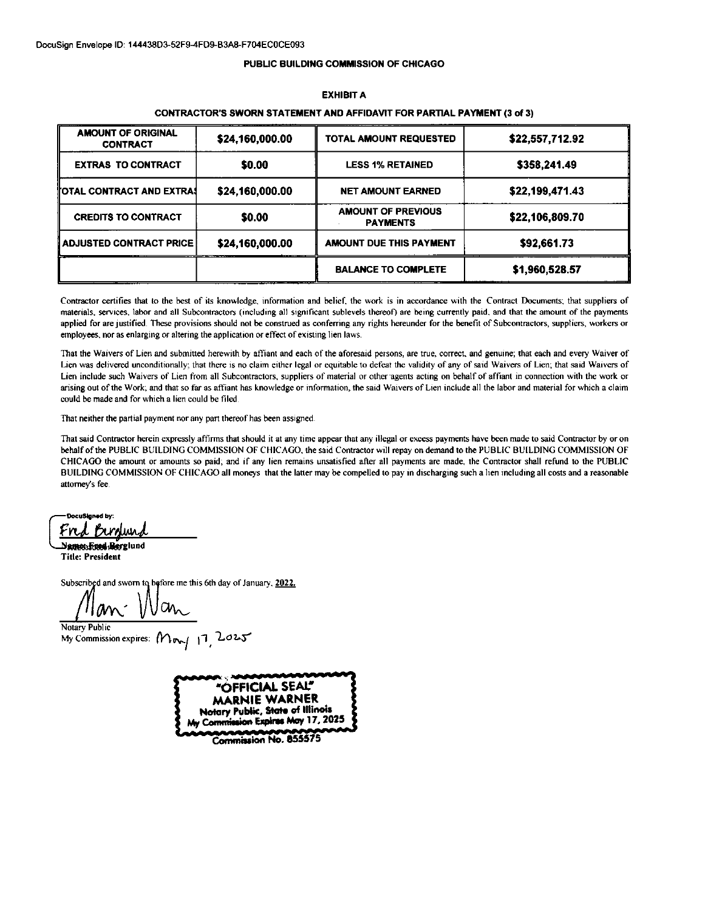DocuSign Envelope ID: 144438D3-52F9-4FD9-B3A8-F704EC0CE093

**PUBLIC BUILDING COMMISSION OF CHICAGO**

**EXHIBIT A**

**CONTRACTOR'S SWORN STATEMENT AND AFFIDAVIT FOR PARTIAL PAYMENT (3 of 3)**

| | | | |
|---|---|---|---|
| **AMOUNT OF ORIGINAL CONTRACT** | **$24,160,000.00** | **TOTAL AMOUNT REQUESTED** | **$22,557,712.92** |
| **EXTRAS TO CONTRACT** | **$0.00** | **LESS 1% RETAINED** | **$358,241.49** |
| **TOTAL CONTRACT AND EXTRAS** | **$24,160,000.00** | **NET AMOUNT EARNED** | **$22,199,471.43** |
| **CREDITS TO CONTRACT** | **$0.00** | **AMOUNT OF PREVIOUS PAYMENTS** | **$22,106,809.70** |
| **ADJUSTED CONTRACT PRICE** | **$24,160,000.00** | **AMOUNT DUE THIS PAYMENT** | **$92,661.73** |
| | | **BALANCE TO COMPLETE** | **$1,960,528.57** |

Contractor certifies that to the best of its knowledge, information and belief, the work is in accordance with the Contract Documents; that suppliers of materials, services, labor and all Subcontractors (including all significant sublevels thereof) are being currently paid, and that the amount of the payments applied for are justified. These provisions should not be construed as conferring any rights hereunder for the benefit of Subcontractors, suppliers, workers or employees, nor as enlarging or altering the application or effect of existing lien laws.

That the Waivers of Lien and submitted herewith by affiant and each of the aforesaid persons, are true, correct, and genuine; that each and every Waiver of Lien was delivered unconditionally; that there is no claim either legal or equitable to defeat the validity of any of said Waivers of Lien; that said Waivers of Lien include such Waivers of Lien from all Subcontractors, suppliers of material or other agents acting on behalf of affiant in connection with the work or arising out of the Work; and that so far as affiant has knowledge or information, the said Waivers of Lien include all the labor and material for which a claim could be made and for which a lien could be filed.

That neither the partial payment nor any part thereof has been assigned.

That said Contractor herein expressly affirms that should it at any time appear that any illegal or excess payments have been made to said Contractor by or on behalf of the PUBLIC BUILDING COMMISSION OF CHICAGO, the said Contractor will repay on demand to the PUBLIC BUILDING COMMISSION OF CHICAGO the amount or amounts so paid; and if any lien remains unsatisfied after all payments are made, the Contractor shall refund to the PUBLIC BUILDING COMMISSION OF CHICAGO all moneys that the latter may be compelled to pay in discharging such a lien including all costs and a reasonable attorney's fee.

DocuSigned by:
Fred Berglund

Name: Fred Berglund
**Title: President**

Subscribed and sworn to before me this 6th day of January, **2022.**

Marn. Wan

Notary Public
My Commission expires: May 17, 2025

"OFFICIAL SEAL"
MARNIE WARNER
Notary Public, State of Illinois
My Commission Expires May 17, 2025
Commission No. 855575